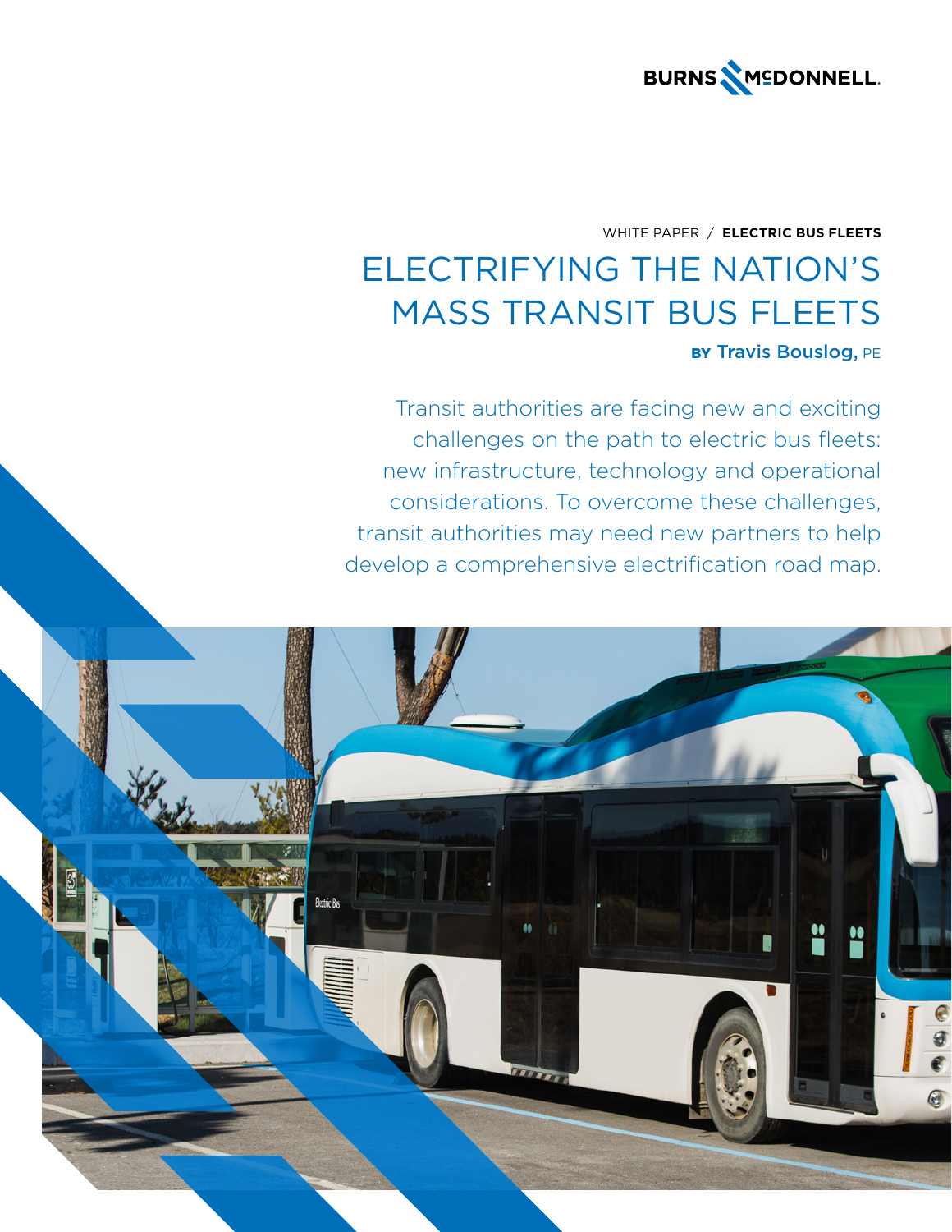BURNS McDONNELL

WHITE PAPER / **ELECTRIC BUS FLEETS**

# ELECTRIFYING THE NATION'S MASS TRANSIT BUS FLEETS

**BY** Travis Bouslog, PE

Transit authorities are facing new and exciting challenges on the path to electric bus fleets: new infrastructure, technology and operational considerations. To overcome these challenges, transit authorities may need new partners to help develop a comprehensive electrification road map.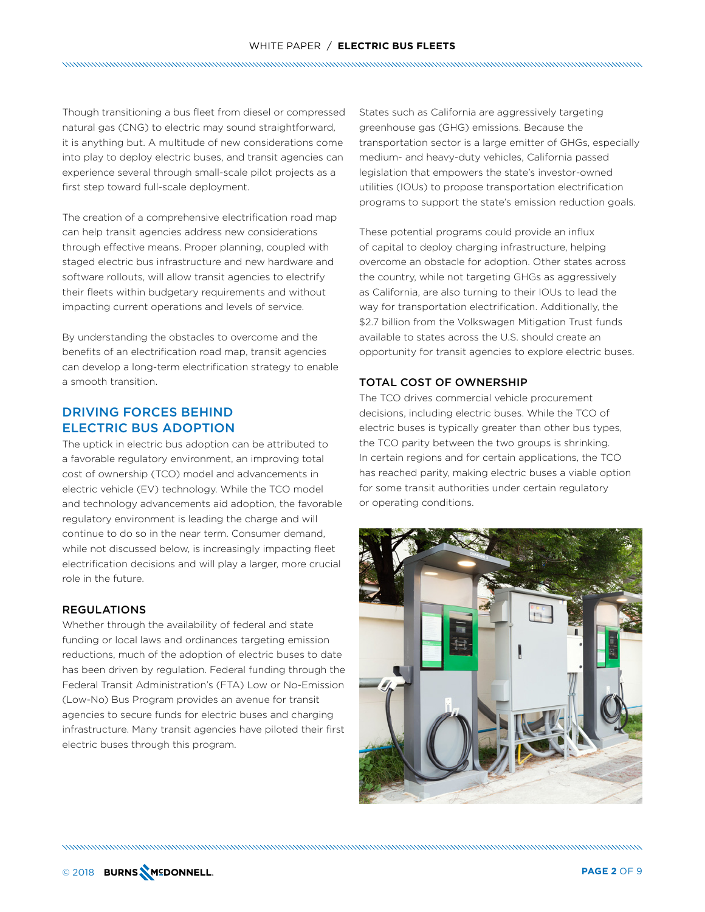Though transitioning a bus fleet from diesel or compressed natural gas (CNG) to electric may sound straightforward, it is anything but. A multitude of new considerations come into play to deploy electric buses, and transit agencies can experience several through small-scale pilot projects as a first step toward full-scale deployment.

The creation of a comprehensive electrification road map can help transit agencies address new considerations through effective means. Proper planning, coupled with staged electric bus infrastructure and new hardware and software rollouts, will allow transit agencies to electrify their fleets within budgetary requirements and without impacting current operations and levels of service.

By understanding the obstacles to overcome and the benefits of an electrification road map, transit agencies can develop a long-term electrification strategy to enable a smooth transition.

## DRIVING FORCES BEHIND ELECTRIC BUS ADOPTION

The uptick in electric bus adoption can be attributed to a favorable regulatory environment, an improving total cost of ownership (TCO) model and advancements in electric vehicle (EV) technology. While the TCO model and technology advancements aid adoption, the favorable regulatory environment is leading the charge and will continue to do so in the near term. Consumer demand, while not discussed below, is increasingly impacting fleet electrification decisions and will play a larger, more crucial role in the future.

### REGULATIONS

Whether through the availability of federal and state funding or local laws and ordinances targeting emission reductions, much of the adoption of electric buses to date has been driven by regulation. Federal funding through the Federal Transit Administration's (FTA) Low or No-Emission (Low-No) Bus Program provides an avenue for transit agencies to secure funds for electric buses and charging infrastructure. Many transit agencies have piloted their first electric buses through this program.

States such as California are aggressively targeting greenhouse gas (GHG) emissions. Because the transportation sector is a large emitter of GHGs, especially medium- and heavy-duty vehicles, California passed legislation that empowers the state's investor-owned utilities (IOUs) to propose transportation electrification programs to support the state's emission reduction goals.

These potential programs could provide an influx of capital to deploy charging infrastructure, helping overcome an obstacle for adoption. Other states across the country, while not targeting GHGs as aggressively as California, are also turning to their IOUs to lead the way for transportation electrification. Additionally, the $2.7 billion from the Volkswagen Mitigation Trust funds available to states across the U.S. should create an opportunity for transit agencies to explore electric buses.

### TOTAL COST OF OWNERSHIP

The TCO drives commercial vehicle procurement decisions, including electric buses. While the TCO of electric buses is typically greater than other bus types, the TCO parity between the two groups is shrinking. In certain regions and for certain applications, the TCO has reached parity, making electric buses a viable option for some transit authorities under certain regulatory or operating conditions.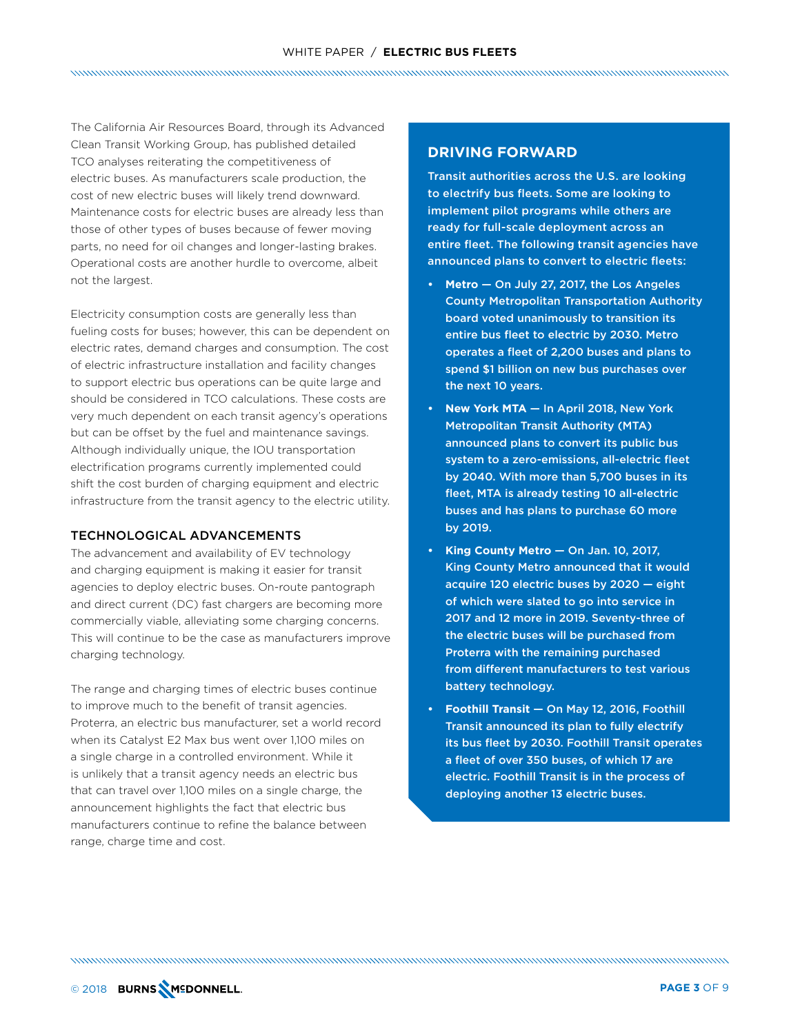The California Air Resources Board, through its Advanced Clean Transit Working Group, has published detailed TCO analyses reiterating the competitiveness of electric buses. As manufacturers scale production, the cost of new electric buses will likely trend downward. Maintenance costs for electric buses are already less than those of other types of buses because of fewer moving parts, no need for oil changes and longer-lasting brakes. Operational costs are another hurdle to overcome, albeit not the largest.

Electricity consumption costs are generally less than fueling costs for buses; however, this can be dependent on electric rates, demand charges and consumption. The cost of electric infrastructure installation and facility changes to support electric bus operations can be quite large and should be considered in TCO calculations. These costs are very much dependent on each transit agency's operations but can be offset by the fuel and maintenance savings. Although individually unique, the IOU transportation electrification programs currently implemented could shift the cost burden of charging equipment and electric infrastructure from the transit agency to the electric utility.

## TECHNOLOGICAL ADVANCEMENTS

The advancement and availability of EV technology and charging equipment is making it easier for transit agencies to deploy electric buses. On-route pantograph and direct current (DC) fast chargers are becoming more commercially viable, alleviating some charging concerns. This will continue to be the case as manufacturers improve charging technology.

The range and charging times of electric buses continue to improve much to the benefit of transit agencies. Proterra, an electric bus manufacturer, set a world record when its Catalyst E2 Max bus went over 1,100 miles on a single charge in a controlled environment. While it is unlikely that a transit agency needs an electric bus that can travel over 1,100 miles on a single charge, the announcement highlights the fact that electric bus manufacturers continue to refine the balance between range, charge time and cost.

## DRIVING FORWARD

Transit authorities across the U.S. are looking to electrify bus fleets. Some are looking to implement pilot programs while others are ready for full-scale deployment across an entire fleet. The following transit agencies have announced plans to convert to electric fleets:

- **Metro —** On July 27, 2017, the Los Angeles County Metropolitan Transportation Authority board voted unanimously to transition its entire bus fleet to electric by 2030. Metro operates a fleet of 2,200 buses and plans to spend $1 billion on new bus purchases over the next 10 years.
- **New York MTA —** In April 2018, New York Metropolitan Transit Authority (MTA) announced plans to convert its public bus system to a zero-emissions, all-electric fleet by 2040. With more than 5,700 buses in its fleet, MTA is already testing 10 all-electric buses and has plans to purchase 60 more by 2019.
- **King County Metro —** On Jan. 10, 2017, King County Metro announced that it would acquire 120 electric buses by 2020 — eight of which were slated to go into service in 2017 and 12 more in 2019. Seventy-three of the electric buses will be purchased from Proterra with the remaining purchased from different manufacturers to test various battery technology.
- **Foothill Transit —** On May 12, 2016, Foothill Transit announced its plan to fully electrify its bus fleet by 2030. Foothill Transit operates a fleet of over 350 buses, of which 17 are electric. Foothill Transit is in the process of deploying another 13 electric buses.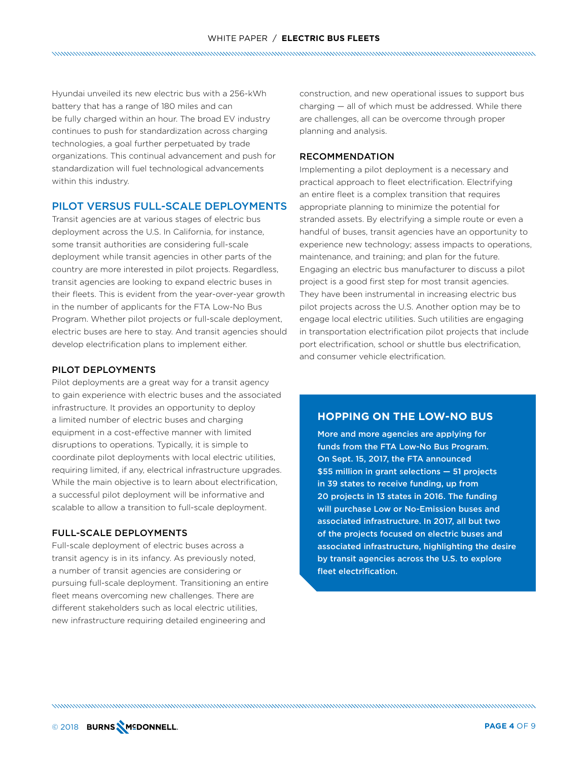Hyundai unveiled its new electric bus with a 256-kWh battery that has a range of 180 miles and can be fully charged within an hour. The broad EV industry continues to push for standardization across charging technologies, a goal further perpetuated by trade organizations. This continual advancement and push for standardization will fuel technological advancements within this industry.

## PILOT VERSUS FULL-SCALE DEPLOYMENTS

Transit agencies are at various stages of electric bus deployment across the U.S. In California, for instance, some transit authorities are considering full-scale deployment while transit agencies in other parts of the country are more interested in pilot projects. Regardless, transit agencies are looking to expand electric buses in their fleets. This is evident from the year-over-year growth in the number of applicants for the FTA Low-No Bus Program. Whether pilot projects or full-scale deployment, electric buses are here to stay. And transit agencies should develop electrification plans to implement either.

### PILOT DEPLOYMENTS

Pilot deployments are a great way for a transit agency to gain experience with electric buses and the associated infrastructure. It provides an opportunity to deploy a limited number of electric buses and charging equipment in a cost-effective manner with limited disruptions to operations. Typically, it is simple to coordinate pilot deployments with local electric utilities, requiring limited, if any, electrical infrastructure upgrades. While the main objective is to learn about electrification, a successful pilot deployment will be informative and scalable to allow a transition to full-scale deployment.

### FULL-SCALE DEPLOYMENTS

Full-scale deployment of electric buses across a transit agency is in its infancy. As previously noted, a number of transit agencies are considering or pursuing full-scale deployment. Transitioning an entire fleet means overcoming new challenges. There are different stakeholders such as local electric utilities, new infrastructure requiring detailed engineering and construction, and new operational issues to support bus charging — all of which must be addressed. While there are challenges, all can be overcome through proper planning and analysis.

### RECOMMENDATION

Implementing a pilot deployment is a necessary and practical approach to fleet electrification. Electrifying an entire fleet is a complex transition that requires appropriate planning to minimize the potential for stranded assets. By electrifying a simple route or even a handful of buses, transit agencies have an opportunity to experience new technology; assess impacts to operations, maintenance, and training; and plan for the future. Engaging an electric bus manufacturer to discuss a pilot project is a good first step for most transit agencies. They have been instrumental in increasing electric bus pilot projects across the U.S. Another option may be to engage local electric utilities. Such utilities are engaging in transportation electrification pilot projects that include port electrification, school or shuttle bus electrification, and consumer vehicle electrification.

### HOPPING ON THE LOW-NO BUS

**More and more agencies are applying for funds from the FTA Low-No Bus Program. On Sept. 15, 2017, the FTA announced $55 million in grant selections — 51 projects in 39 states to receive funding, up from 20 projects in 13 states in 2016. The funding will purchase Low or No-Emission buses and associated infrastructure. In 2017, all but two of the projects focused on electric buses and associated infrastructure, highlighting the desire by transit agencies across the U.S. to explore fleet electrification.**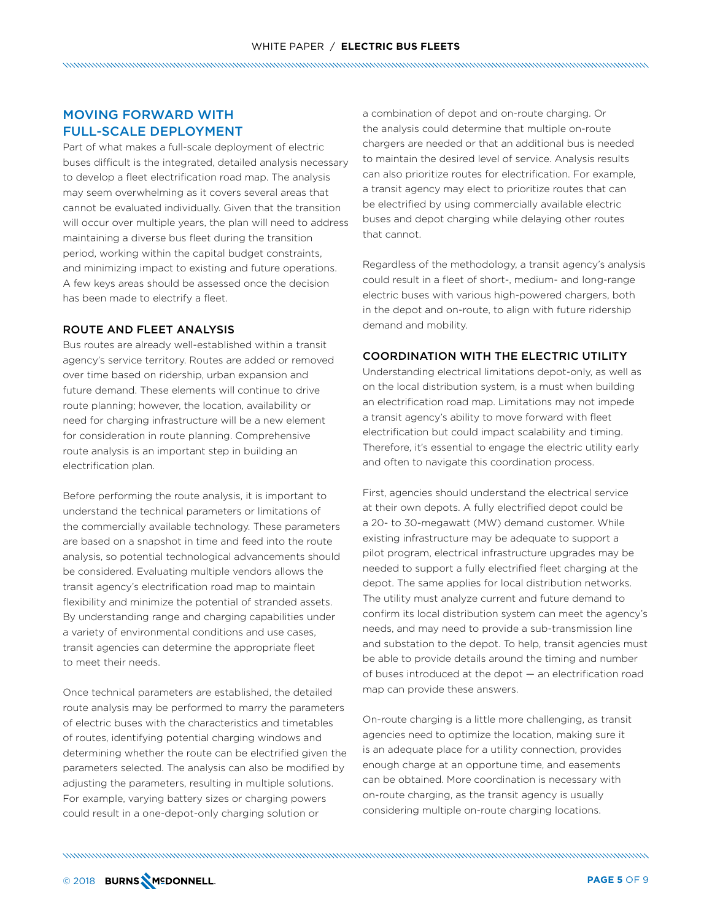## MOVING FORWARD WITH FULL-SCALE DEPLOYMENT

Part of what makes a full-scale deployment of electric buses difficult is the integrated, detailed analysis necessary to develop a fleet electrification road map. The analysis may seem overwhelming as it covers several areas that cannot be evaluated individually. Given that the transition will occur over multiple years, the plan will need to address maintaining a diverse bus fleet during the transition period, working within the capital budget constraints, and minimizing impact to existing and future operations. A few keys areas should be assessed once the decision has been made to electrify a fleet.

### ROUTE AND FLEET ANALYSIS

Bus routes are already well-established within a transit agency's service territory. Routes are added or removed over time based on ridership, urban expansion and future demand. These elements will continue to drive route planning; however, the location, availability or need for charging infrastructure will be a new element for consideration in route planning. Comprehensive route analysis is an important step in building an electrification plan.

Before performing the route analysis, it is important to understand the technical parameters or limitations of the commercially available technology. These parameters are based on a snapshot in time and feed into the route analysis, so potential technological advancements should be considered. Evaluating multiple vendors allows the transit agency's electrification road map to maintain flexibility and minimize the potential of stranded assets. By understanding range and charging capabilities under a variety of environmental conditions and use cases, transit agencies can determine the appropriate fleet to meet their needs.

Once technical parameters are established, the detailed route analysis may be performed to marry the parameters of electric buses with the characteristics and timetables of routes, identifying potential charging windows and determining whether the route can be electrified given the parameters selected. The analysis can also be modified by adjusting the parameters, resulting in multiple solutions. For example, varying battery sizes or charging powers could result in a one-depot-only charging solution or a combination of depot and on-route charging. Or the analysis could determine that multiple on-route chargers are needed or that an additional bus is needed to maintain the desired level of service. Analysis results can also prioritize routes for electrification. For example, a transit agency may elect to prioritize routes that can be electrified by using commercially available electric buses and depot charging while delaying other routes that cannot.

Regardless of the methodology, a transit agency's analysis could result in a fleet of short-, medium- and long-range electric buses with various high-powered chargers, both in the depot and on-route, to align with future ridership demand and mobility.

### COORDINATION WITH THE ELECTRIC UTILITY

Understanding electrical limitations depot-only, as well as on the local distribution system, is a must when building an electrification road map. Limitations may not impede a transit agency's ability to move forward with fleet electrification but could impact scalability and timing. Therefore, it's essential to engage the electric utility early and often to navigate this coordination process.

First, agencies should understand the electrical service at their own depots. A fully electrified depot could be a 20- to 30-megawatt (MW) demand customer. While existing infrastructure may be adequate to support a pilot program, electrical infrastructure upgrades may be needed to support a fully electrified fleet charging at the depot. The same applies for local distribution networks. The utility must analyze current and future demand to confirm its local distribution system can meet the agency's needs, and may need to provide a sub-transmission line and substation to the depot. To help, transit agencies must be able to provide details around the timing and number of buses introduced at the depot — an electrification road map can provide these answers.

On-route charging is a little more challenging, as transit agencies need to optimize the location, making sure it is an adequate place for a utility connection, provides enough charge at an opportune time, and easements can be obtained. More coordination is necessary with on-route charging, as the transit agency is usually considering multiple on-route charging locations.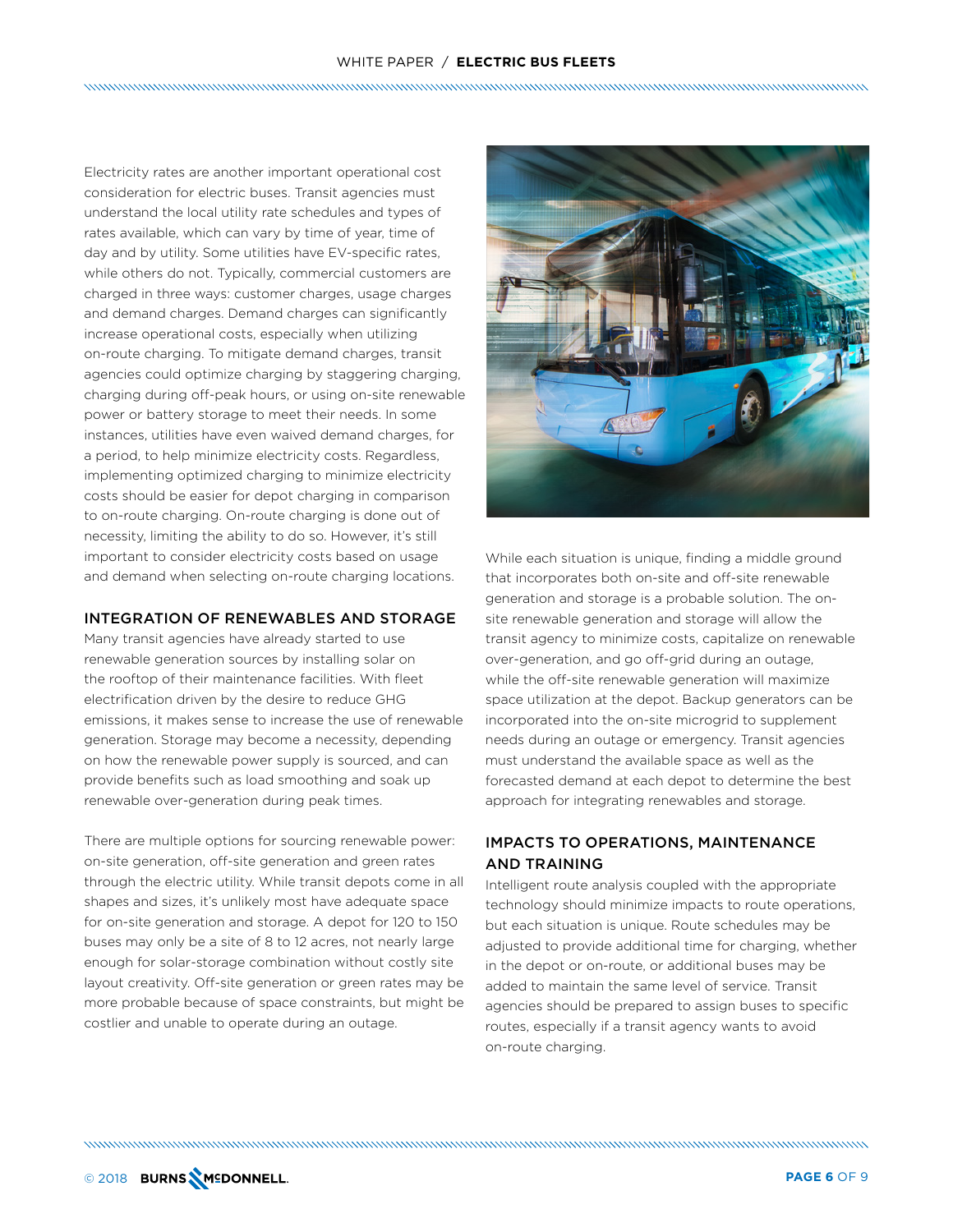Electricity rates are another important operational cost consideration for electric buses. Transit agencies must understand the local utility rate schedules and types of rates available, which can vary by time of year, time of day and by utility. Some utilities have EV-specific rates, while others do not. Typically, commercial customers are charged in three ways: customer charges, usage charges and demand charges. Demand charges can significantly increase operational costs, especially when utilizing on-route charging. To mitigate demand charges, transit agencies could optimize charging by staggering charging, charging during off-peak hours, or using on-site renewable power or battery storage to meet their needs. In some instances, utilities have even waived demand charges, for a period, to help minimize electricity costs. Regardless, implementing optimized charging to minimize electricity costs should be easier for depot charging in comparison to on-route charging. On-route charging is done out of necessity, limiting the ability to do so. However, it's still important to consider electricity costs based on usage and demand when selecting on-route charging locations.

## INTEGRATION OF RENEWABLES AND STORAGE

Many transit agencies have already started to use renewable generation sources by installing solar on the rooftop of their maintenance facilities. With fleet electrification driven by the desire to reduce GHG emissions, it makes sense to increase the use of renewable generation. Storage may become a necessity, depending on how the renewable power supply is sourced, and can provide benefits such as load smoothing and soak up renewable over-generation during peak times.

There are multiple options for sourcing renewable power: on-site generation, off-site generation and green rates through the electric utility. While transit depots come in all shapes and sizes, it's unlikely most have adequate space for on-site generation and storage. A depot for 120 to 150 buses may only be a site of 8 to 12 acres, not nearly large enough for solar-storage combination without costly site layout creativity. Off-site generation or green rates may be more probable because of space constraints, but might be costlier and unable to operate during an outage.

While each situation is unique, finding a middle ground that incorporates both on-site and off-site renewable generation and storage is a probable solution. The on-site renewable generation and storage will allow the transit agency to minimize costs, capitalize on renewable over-generation, and go off-grid during an outage, while the off-site renewable generation will maximize space utilization at the depot. Backup generators can be incorporated into the on-site microgrid to supplement needs during an outage or emergency. Transit agencies must understand the available space as well as the forecasted demand at each depot to determine the best approach for integrating renewables and storage.

## IMPACTS TO OPERATIONS, MAINTENANCE AND TRAINING

Intelligent route analysis coupled with the appropriate technology should minimize impacts to route operations, but each situation is unique. Route schedules may be adjusted to provide additional time for charging, whether in the depot or on-route, or additional buses may be added to maintain the same level of service. Transit agencies should be prepared to assign buses to specific routes, especially if a transit agency wants to avoid on-route charging.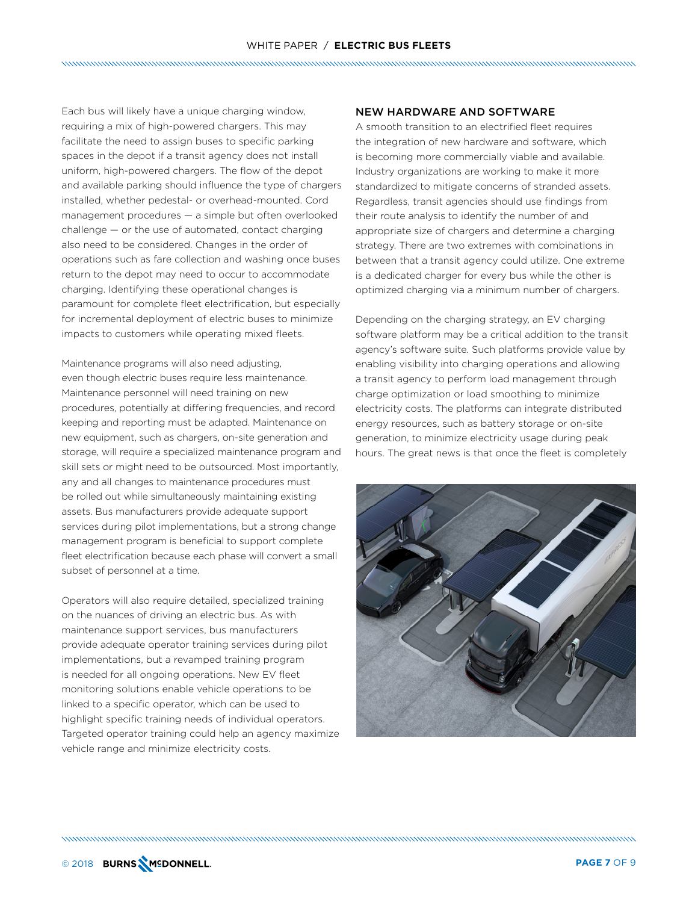Each bus will likely have a unique charging window, requiring a mix of high-powered chargers. This may facilitate the need to assign buses to specific parking spaces in the depot if a transit agency does not install uniform, high-powered chargers. The flow of the depot and available parking should influence the type of chargers installed, whether pedestal- or overhead-mounted. Cord management procedures — a simple but often overlooked challenge — or the use of automated, contact charging also need to be considered. Changes in the order of operations such as fare collection and washing once buses return to the depot may need to occur to accommodate charging. Identifying these operational changes is paramount for complete fleet electrification, but especially for incremental deployment of electric buses to minimize impacts to customers while operating mixed fleets.

Maintenance programs will also need adjusting, even though electric buses require less maintenance. Maintenance personnel will need training on new procedures, potentially at differing frequencies, and record keeping and reporting must be adapted. Maintenance on new equipment, such as chargers, on-site generation and storage, will require a specialized maintenance program and skill sets or might need to be outsourced. Most importantly, any and all changes to maintenance procedures must be rolled out while simultaneously maintaining existing assets. Bus manufacturers provide adequate support services during pilot implementations, but a strong change management program is beneficial to support complete fleet electrification because each phase will convert a small subset of personnel at a time.

Operators will also require detailed, specialized training on the nuances of driving an electric bus. As with maintenance support services, bus manufacturers provide adequate operator training services during pilot implementations, but a revamped training program is needed for all ongoing operations. New EV fleet monitoring solutions enable vehicle operations to be linked to a specific operator, which can be used to highlight specific training needs of individual operators. Targeted operator training could help an agency maximize vehicle range and minimize electricity costs.

## NEW HARDWARE AND SOFTWARE

A smooth transition to an electrified fleet requires the integration of new hardware and software, which is becoming more commercially viable and available. Industry organizations are working to make it more standardized to mitigate concerns of stranded assets. Regardless, transit agencies should use findings from their route analysis to identify the number of and appropriate size of chargers and determine a charging strategy. There are two extremes with combinations in between that a transit agency could utilize. One extreme is a dedicated charger for every bus while the other is optimized charging via a minimum number of chargers.

Depending on the charging strategy, an EV charging software platform may be a critical addition to the transit agency's software suite. Such platforms provide value by enabling visibility into charging operations and allowing a transit agency to perform load management through charge optimization or load smoothing to minimize electricity costs. The platforms can integrate distributed energy resources, such as battery storage or on-site generation, to minimize electricity usage during peak hours. The great news is that once the fleet is completely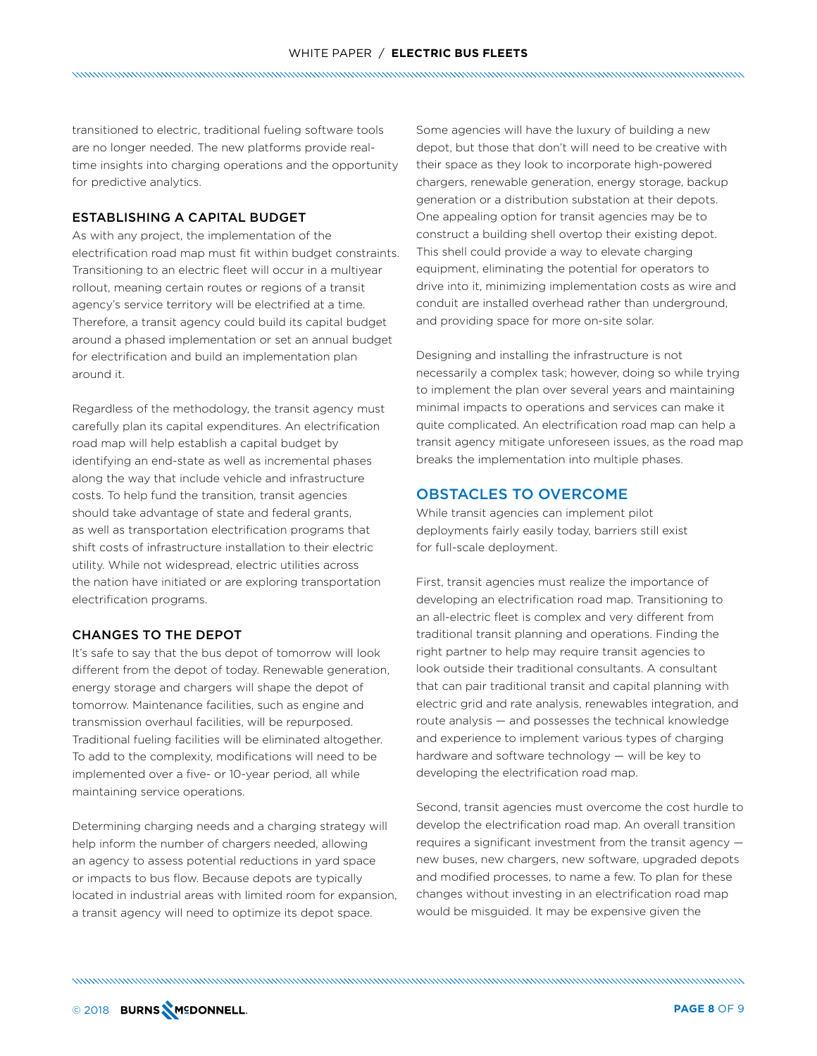transitioned to electric, traditional fueling software tools are no longer needed. The new platforms provide real-time insights into charging operations and the opportunity for predictive analytics.

### ESTABLISHING A CAPITAL BUDGET

As with any project, the implementation of the electrification road map must fit within budget constraints. Transitioning to an electric fleet will occur in a multiyear rollout, meaning certain routes or regions of a transit agency's service territory will be electrified at a time. Therefore, a transit agency could build its capital budget around a phased implementation or set an annual budget for electrification and build an implementation plan around it.

Regardless of the methodology, the transit agency must carefully plan its capital expenditures. An electrification road map will help establish a capital budget by identifying an end-state as well as incremental phases along the way that include vehicle and infrastructure costs. To help fund the transition, transit agencies should take advantage of state and federal grants, as well as transportation electrification programs that shift costs of infrastructure installation to their electric utility. While not widespread, electric utilities across the nation have initiated or are exploring transportation electrification programs.

### CHANGES TO THE DEPOT

It's safe to say that the bus depot of tomorrow will look different from the depot of today. Renewable generation, energy storage and chargers will shape the depot of tomorrow. Maintenance facilities, such as engine and transmission overhaul facilities, will be repurposed. Traditional fueling facilities will be eliminated altogether. To add to the complexity, modifications will need to be implemented over a five- or 10-year period, all while maintaining service operations.

Determining charging needs and a charging strategy will help inform the number of chargers needed, allowing an agency to assess potential reductions in yard space or impacts to bus flow. Because depots are typically located in industrial areas with limited room for expansion, a transit agency will need to optimize its depot space.

Some agencies will have the luxury of building a new depot, but those that don't will need to be creative with their space as they look to incorporate high-powered chargers, renewable generation, energy storage, backup generation or a distribution substation at their depots. One appealing option for transit agencies may be to construct a building shell overtop their existing depot. This shell could provide a way to elevate charging equipment, eliminating the potential for operators to drive into it, minimizing implementation costs as wire and conduit are installed overhead rather than underground, and providing space for more on-site solar.

Designing and installing the infrastructure is not necessarily a complex task; however, doing so while trying to implement the plan over several years and maintaining minimal impacts to operations and services can make it quite complicated. An electrification road map can help a transit agency mitigate unforeseen issues, as the road map breaks the implementation into multiple phases.

## OBSTACLES TO OVERCOME

While transit agencies can implement pilot deployments fairly easily today, barriers still exist for full-scale deployment.

First, transit agencies must realize the importance of developing an electrification road map. Transitioning to an all-electric fleet is complex and very different from traditional transit planning and operations. Finding the right partner to help may require transit agencies to look outside their traditional consultants. A consultant that can pair traditional transit and capital planning with electric grid and rate analysis, renewables integration, and route analysis — and possesses the technical knowledge and experience to implement various types of charging hardware and software technology — will be key to developing the electrification road map.

Second, transit agencies must overcome the cost hurdle to develop the electrification road map. An overall transition requires a significant investment from the transit agency — new buses, new chargers, new software, upgraded depots and modified processes, to name a few. To plan for these changes without investing in an electrification road map would be misguided. It may be expensive given the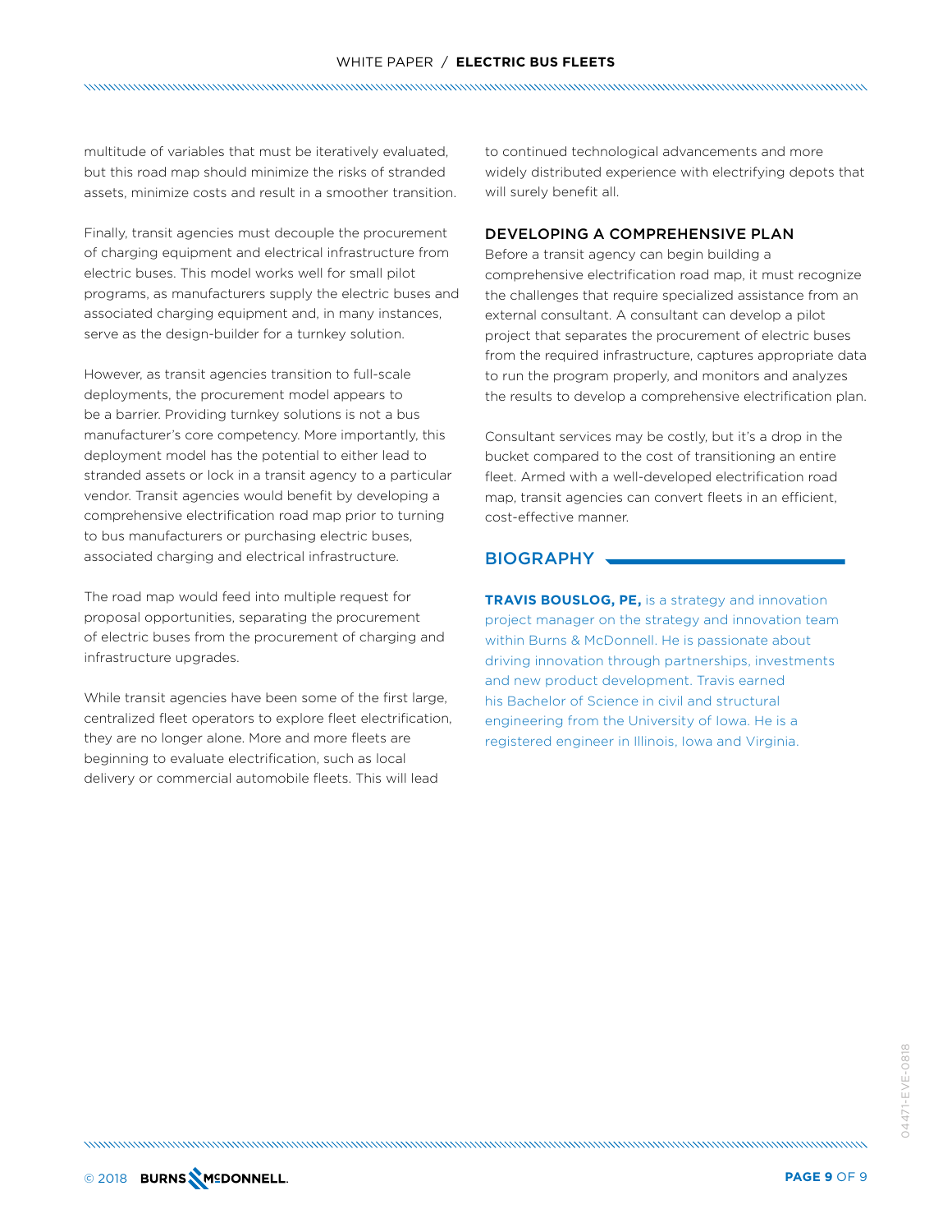multitude of variables that must be iteratively evaluated, but this road map should minimize the risks of stranded assets, minimize costs and result in a smoother transition.

Finally, transit agencies must decouple the procurement of charging equipment and electrical infrastructure from electric buses. This model works well for small pilot programs, as manufacturers supply the electric buses and associated charging equipment and, in many instances, serve as the design-builder for a turnkey solution.

However, as transit agencies transition to full-scale deployments, the procurement model appears to be a barrier. Providing turnkey solutions is not a bus manufacturer's core competency. More importantly, this deployment model has the potential to either lead to stranded assets or lock in a transit agency to a particular vendor. Transit agencies would benefit by developing a comprehensive electrification road map prior to turning to bus manufacturers or purchasing electric buses, associated charging and electrical infrastructure.

The road map would feed into multiple request for proposal opportunities, separating the procurement of electric buses from the procurement of charging and infrastructure upgrades.

While transit agencies have been some of the first large, centralized fleet operators to explore fleet electrification, they are no longer alone. More and more fleets are beginning to evaluate electrification, such as local delivery or commercial automobile fleets. This will lead to continued technological advancements and more widely distributed experience with electrifying depots that will surely benefit all.

## DEVELOPING A COMPREHENSIVE PLAN

Before a transit agency can begin building a comprehensive electrification road map, it must recognize the challenges that require specialized assistance from an external consultant. A consultant can develop a pilot project that separates the procurement of electric buses from the required infrastructure, captures appropriate data to run the program properly, and monitors and analyzes the results to develop a comprehensive electrification plan.

Consultant services may be costly, but it's a drop in the bucket compared to the cost of transitioning an entire fleet. Armed with a well-developed electrification road map, transit agencies can convert fleets in an efficient, cost-effective manner.

## BIOGRAPHY

**TRAVIS BOUSLOG, PE,** is a strategy and innovation project manager on the strategy and innovation team within Burns & McDonnell. He is passionate about driving innovation through partnerships, investments and new product development. Travis earned his Bachelor of Science in civil and structural engineering from the University of Iowa. He is a registered engineer in Illinois, Iowa and Virginia.

04471-EVE-0818

© 2018 BURNS & McDONNELL.